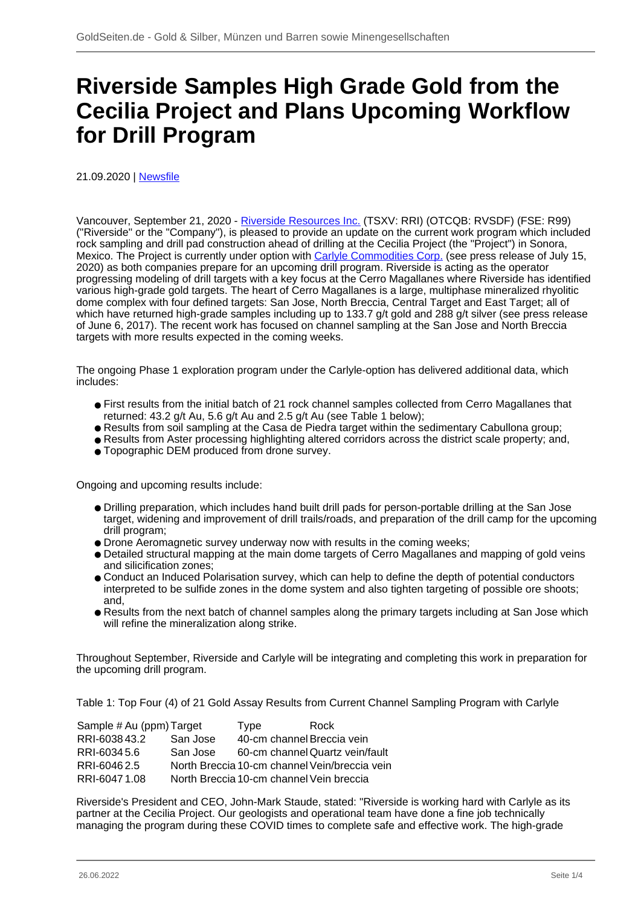# Riverside Samples High Grade Gold from the Cecilia Project and Plans Upcoming Workflow for Drill Program

21.09.2020 | Newsfile

Vancouver, September 21, 2020 - Riverside Resources Inc. (TSXV: RRI) (OTCQB: RVSDF) (FSE: R99) ("Riverside" or the "Company"), is pleased to provide an update on the current work program which included rock sampling and drill pad construction ahead of drilling at the Cecilia Project (the "Project") in Sonora, Mexico. The Project is currently under option with Carlyle Commodities Corp. (see press release of July 15, 2020) as both companies prepare for an upcoming drill program. Riverside is acting as the operator progressing modeling of drill targets with a key focus at the Cerro Magallanes where Riverside has identified various high-grade gold targets. The heart of Cerro Magallanes is a large, multiphase mineralized rhyolitic dome complex with four defined targets: San Jose, North Breccia, Central Target and East Target; all of which have returned high-grade samples including up to 133.7 g/t gold and 288 g/t silver (see press release of June 6, 2017). The recent work has focused on channel sampling at the San Jose and North Breccia targets with more results expected in the coming weeks.

The ongoing Phase 1 exploration program under the Carlyle-option has delivered additional data, which includes:

- First results from the initial batch of 21 rock channel samples collected from Cerro Magallanes that returned: 43.2 g/t Au, 5.6 g/t Au and 2.5 g/t Au (see Table 1 below);
- Results from soil sampling at the Casa de Piedra target within the sedimentary Cabullona group;
- Results from Aster processing highlighting altered corridors across the district scale property; and,
- Topographic DEM produced from drone survey.

Ongoing and upcoming results include:

- Drilling preparation, which includes hand built drill pads for person-portable drilling at the San Jose target, widening and improvement of drill trails/roads, and preparation of the drill camp for the upcoming drill program;
- Drone Aeromagnetic survey underway now with results in the coming weeks;
- Detailed structural mapping at the main dome targets of Cerro Magallanes and mapping of gold veins and silicification zones;
- Conduct an Induced Polarisation survey, which can help to define the depth of potential conductors interpreted to be sulfide zones in the dome system and also tighten targeting of possible ore shoots; and,
- Results from the next batch of channel samples along the primary targets including at San Jose which will refine the mineralization along strike.

Throughout September, Riverside and Carlyle will be integrating and completing this work in preparation for the upcoming drill program.

Table 1: Top Four (4) of 21 Gold Assay Results from Current Channel Sampling Program with Carlyle

| Sample # | Au (ppm) | Target | Type | Rock |
|---|---|---|---|---|
| RRI-6038 | 43.2 | San Jose | 40-cm channel | Breccia vein |
| RRI-6034 | 5.6 | San Jose | 60-cm channel | Quartz vein/fault |
| RRI-6046 | 2.5 | North Breccia | 10-cm channel | Vein/breccia vein |
| RRI-6047 | 1.08 | North Breccia | 10-cm channel | Vein breccia |

Riverside's President and CEO, John-Mark Staude, stated: "Riverside is working hard with Carlyle as its partner at the Cecilia Project. Our geologists and operational team have done a fine job technically managing the program during these COVID times to complete safe and effective work. The high-grade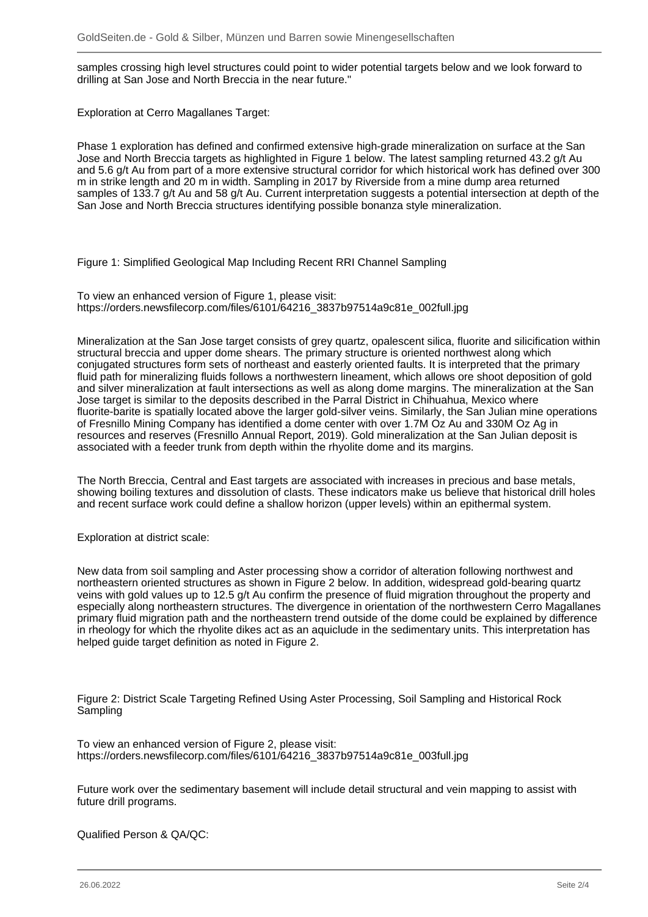samples crossing high level structures could point to wider potential targets below and we look forward to drilling at San Jose and North Breccia in the near future."

Exploration at Cerro Magallanes Target:

Phase 1 exploration has defined and confirmed extensive high-grade mineralization on surface at the San Jose and North Breccia targets as highlighted in Figure 1 below. The latest sampling returned 43.2 g/t Au and 5.6 g/t Au from part of a more extensive structural corridor for which historical work has defined over 300 m in strike length and 20 m in width. Sampling in 2017 by Riverside from a mine dump area returned samples of 133.7 g/t Au and 58 g/t Au. Current interpretation suggests a potential intersection at depth of the San Jose and North Breccia structures identifying possible bonanza style mineralization.

Figure 1: Simplified Geological Map Including Recent RRI Channel Sampling

To view an enhanced version of Figure 1, please visit:
https://orders.newsfilecorp.com/files/6101/64216_3837b97514a9c81e_002full.jpg

Mineralization at the San Jose target consists of grey quartz, opalescent silica, fluorite and silicification within structural breccia and upper dome shears. The primary structure is oriented northwest along which conjugated structures form sets of northeast and easterly oriented faults. It is interpreted that the primary fluid path for mineralizing fluids follows a northwestern lineament, which allows ore shoot deposition of gold and silver mineralization at fault intersections as well as along dome margins. The mineralization at the San Jose target is similar to the deposits described in the Parral District in Chihuahua, Mexico where fluorite-barite is spatially located above the larger gold-silver veins. Similarly, the San Julian mine operations of Fresnillo Mining Company has identified a dome center with over 1.7M Oz Au and 330M Oz Ag in resources and reserves (Fresnillo Annual Report, 2019). Gold mineralization at the San Julian deposit is associated with a feeder trunk from depth within the rhyolite dome and its margins.

The North Breccia, Central and East targets are associated with increases in precious and base metals, showing boiling textures and dissolution of clasts. These indicators make us believe that historical drill holes and recent surface work could define a shallow horizon (upper levels) within an epithermal system.

Exploration at district scale:

New data from soil sampling and Aster processing show a corridor of alteration following northwest and northeastern oriented structures as shown in Figure 2 below. In addition, widespread gold-bearing quartz veins with gold values up to 12.5 g/t Au confirm the presence of fluid migration throughout the property and especially along northeastern structures. The divergence in orientation of the northwestern Cerro Magallanes primary fluid migration path and the northeastern trend outside of the dome could be explained by difference in rheology for which the rhyolite dikes act as an aquiclude in the sedimentary units. This interpretation has helped guide target definition as noted in Figure 2.

Figure 2: District Scale Targeting Refined Using Aster Processing, Soil Sampling and Historical Rock Sampling

To view an enhanced version of Figure 2, please visit:
https://orders.newsfilecorp.com/files/6101/64216_3837b97514a9c81e_003full.jpg

Future work over the sedimentary basement will include detail structural and vein mapping to assist with future drill programs.

Qualified Person & QA/QC: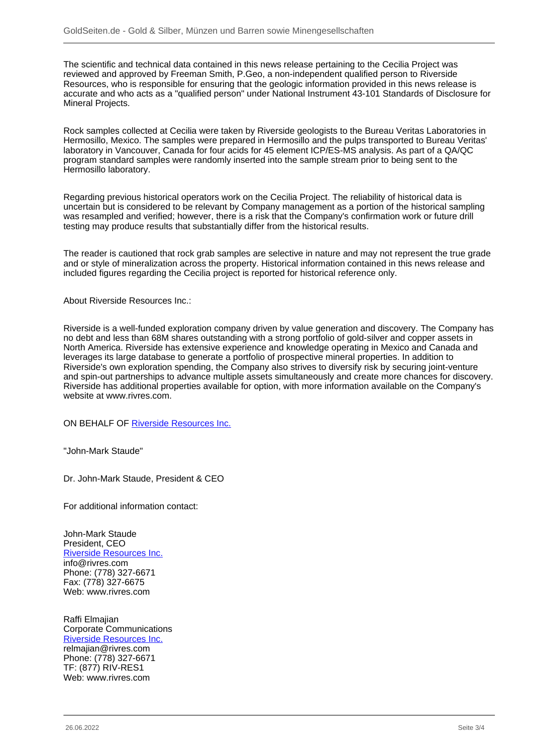The scientific and technical data contained in this news release pertaining to the Cecilia Project was reviewed and approved by Freeman Smith, P.Geo, a non-independent qualified person to Riverside Resources, who is responsible for ensuring that the geologic information provided in this news release is accurate and who acts as a "qualified person" under National Instrument 43-101 Standards of Disclosure for Mineral Projects.

Rock samples collected at Cecilia were taken by Riverside geologists to the Bureau Veritas Laboratories in Hermosillo, Mexico. The samples were prepared in Hermosillo and the pulps transported to Bureau Veritas' laboratory in Vancouver, Canada for four acids for 45 element ICP/ES-MS analysis. As part of a QA/QC program standard samples were randomly inserted into the sample stream prior to being sent to the Hermosillo laboratory.

Regarding previous historical operators work on the Cecilia Project. The reliability of historical data is uncertain but is considered to be relevant by Company management as a portion of the historical sampling was resampled and verified; however, there is a risk that the Company's confirmation work or future drill testing may produce results that substantially differ from the historical results.

The reader is cautioned that rock grab samples are selective in nature and may not represent the true grade and or style of mineralization across the property. Historical information contained in this news release and included figures regarding the Cecilia project is reported for historical reference only.

About Riverside Resources Inc.:

Riverside is a well-funded exploration company driven by value generation and discovery. The Company has no debt and less than 68M shares outstanding with a strong portfolio of gold-silver and copper assets in North America. Riverside has extensive experience and knowledge operating in Mexico and Canada and leverages its large database to generate a portfolio of prospective mineral properties. In addition to Riverside's own exploration spending, the Company also strives to diversify risk by securing joint-venture and spin-out partnerships to advance multiple assets simultaneously and create more chances for discovery. Riverside has additional properties available for option, with more information available on the Company's website at www.rivres.com.

ON BEHALF OF Riverside Resources Inc.

"John-Mark Staude"

Dr. John-Mark Staude, President & CEO

For additional information contact:

John-Mark Staude
President, CEO
Riverside Resources Inc.
info@rivres.com
Phone: (778) 327-6671
Fax: (778) 327-6675
Web: www.rivres.com

Raffi Elmajian
Corporate Communications
Riverside Resources Inc.
relmajian@rivres.com
Phone: (778) 327-6671
TF: (877) RIV-RES1
Web: www.rivres.com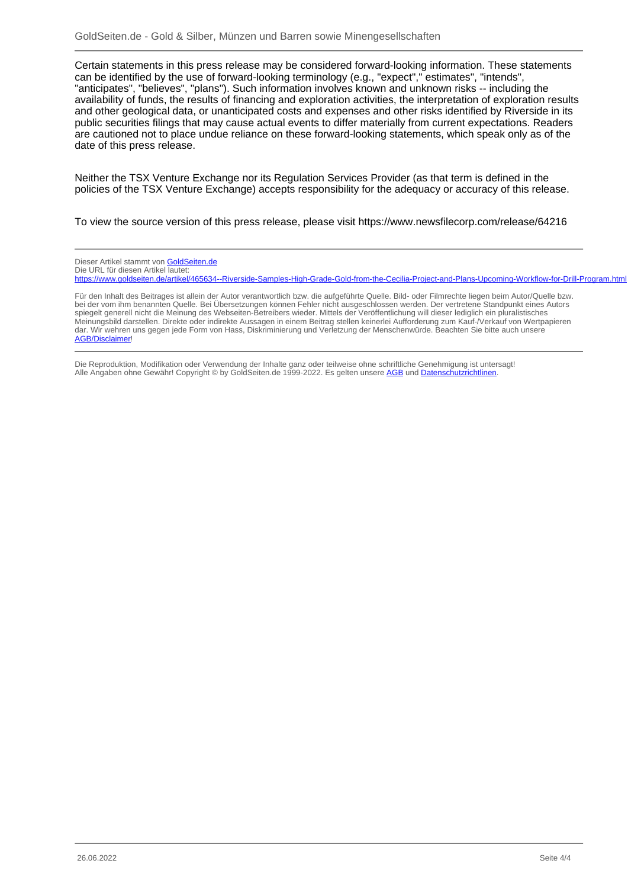Certain statements in this press release may be considered forward-looking information. These statements can be identified by the use of forward-looking terminology (e.g., "expect"," estimates", "intends", "anticipates", "believes", "plans"). Such information involves known and unknown risks -- including the availability of funds, the results of financing and exploration activities, the interpretation of exploration results and other geological data, or unanticipated costs and expenses and other risks identified by Riverside in its public securities filings that may cause actual events to differ materially from current expectations. Readers are cautioned not to place undue reliance on these forward-looking statements, which speak only as of the date of this press release.

Neither the TSX Venture Exchange nor its Regulation Services Provider (as that term is defined in the policies of the TSX Venture Exchange) accepts responsibility for the adequacy or accuracy of this release.

To view the source version of this press release, please visit https://www.newsfilecorp.com/release/64216

---

Dieser Artikel stammt von GoldSeiten.de
Die URL für diesen Artikel lautet:
https://www.goldseiten.de/artikel/465634--Riverside-Samples-High-Grade-Gold-from-the-Cecilia-Project-and-Plans-Upcoming-Workflow-for-Drill-Program.html

Für den Inhalt des Beitrages ist allein der Autor verantwortlich bzw. die aufgeführte Quelle. Bild- oder Filmrechte liegen beim Autor/Quelle bzw. bei der vom ihm benannten Quelle. Bei Übersetzungen können Fehler nicht ausgeschlossen werden. Der vertretene Standpunkt eines Autors spiegelt generell nicht die Meinung des Webseiten-Betreibers wieder. Mittels der Veröffentlichung will dieser lediglich ein pluralistisches Meinungsbild darstellen. Direkte oder indirekte Aussagen in einem Beitrag stellen keinerlei Aufforderung zum Kauf-/Verkauf von Wertpapieren dar. Wir wehren uns gegen jede Form von Hass, Diskriminierung und Verletzung der Menschenwürde. Beachten Sie bitte auch unsere AGB/Disclaimer!

---

Die Reproduktion, Modifikation oder Verwendung der Inhalte ganz oder teilweise ohne schriftliche Genehmigung ist untersagt!
Alle Angaben ohne Gewähr! Copyright © by GoldSeiten.de 1999-2022. Es gelten unsere AGB und Datenschutzrichtlinen.